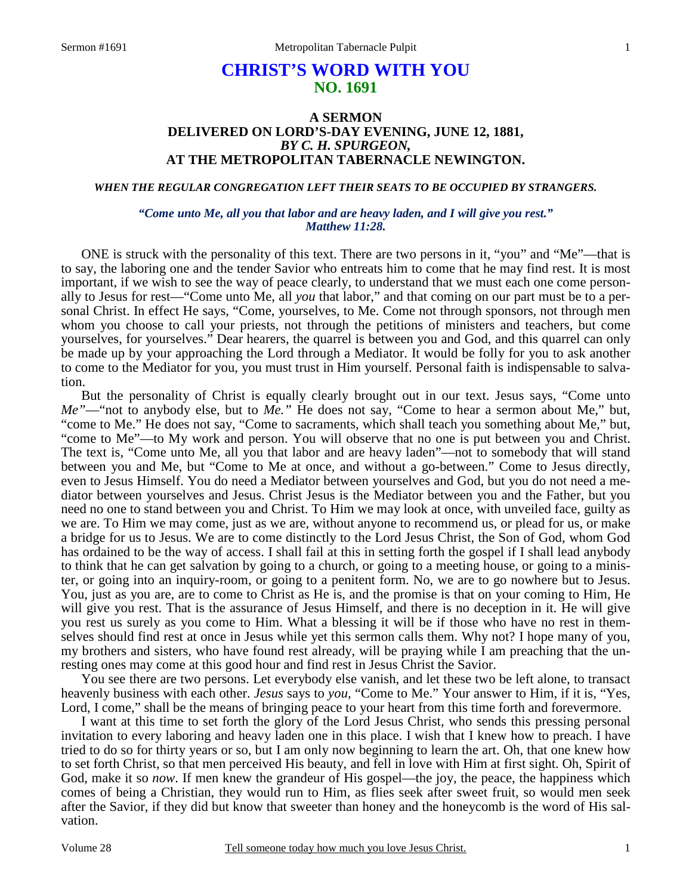# CHRIST'S WORD WITH YOU
## NO. 1691

### A SERMON
### DELIVERED ON LORD'S-DAY EVENING, JUNE 12, 1881,
### *BY C. H. SPURGEON,*
### AT THE METROPOLITAN TABERNACLE NEWINGTON.

***WHEN THE REGULAR CONGREGATION LEFT THEIR SEATS TO BE OCCUPIED BY STRANGERS.***

***"Come unto Me, all you that labor and are heavy laden, and I will give you rest." Matthew 11:28.***

ONE is struck with the personality of this text. There are two persons in it, "you" and "Me"—that is to say, the laboring one and the tender Savior who entreats him to come that he may find rest. It is most important, if we wish to see the way of peace clearly, to understand that we must each one come personally to Jesus for rest—"Come unto Me, all *you* that labor," and that coming on our part must be to a personal Christ. In effect He says, "Come, yourselves, to Me. Come not through sponsors, not through men whom you choose to call your priests, not through the petitions of ministers and teachers, but come yourselves, for yourselves." Dear hearers, the quarrel is between you and God, and this quarrel can only be made up by your approaching the Lord through a Mediator. It would be folly for you to ask another to come to the Mediator for you, you must trust in Him yourself. Personal faith is indispensable to salvation.

But the personality of Christ is equally clearly brought out in our text. Jesus says, "Come unto *Me"*—"not to anybody else, but to *Me."* He does not say, "Come to hear a sermon about Me," but, "come to Me." He does not say, "Come to sacraments, which shall teach you something about Me," but, "come to Me"—to My work and person. You will observe that no one is put between you and Christ. The text is, "Come unto Me, all you that labor and are heavy laden"—not to somebody that will stand between you and Me, but "Come to Me at once, and without a go-between." Come to Jesus directly, even to Jesus Himself. You do need a Mediator between yourselves and God, but you do not need a mediator between yourselves and Jesus. Christ Jesus is the Mediator between you and the Father, but you need no one to stand between you and Christ. To Him we may look at once, with unveiled face, guilty as we are. To Him we may come, just as we are, without anyone to recommend us, or plead for us, or make a bridge for us to Jesus. We are to come distinctly to the Lord Jesus Christ, the Son of God, whom God has ordained to be the way of access. I shall fail at this in setting forth the gospel if I shall lead anybody to think that he can get salvation by going to a church, or going to a meeting house, or going to a minister, or going into an inquiry-room, or going to a penitent form. No, we are to go nowhere but to Jesus. You, just as you are, are to come to Christ as He is, and the promise is that on your coming to Him, He will give you rest. That is the assurance of Jesus Himself, and there is no deception in it. He will give you rest us surely as you come to Him. What a blessing it will be if those who have no rest in themselves should find rest at once in Jesus while yet this sermon calls them. Why not? I hope many of you, my brothers and sisters, who have found rest already, will be praying while I am preaching that the unresting ones may come at this good hour and find rest in Jesus Christ the Savior.

You see there are two persons. Let everybody else vanish, and let these two be left alone, to transact heavenly business with each other. *Jesus* says to *you,* "Come to Me." Your answer to Him, if it is, "Yes, Lord, I come," shall be the means of bringing peace to your heart from this time forth and forevermore.

I want at this time to set forth the glory of the Lord Jesus Christ, who sends this pressing personal invitation to every laboring and heavy laden one in this place. I wish that I knew how to preach. I have tried to do so for thirty years or so, but I am only now beginning to learn the art. Oh, that one knew how to set forth Christ, so that men perceived His beauty, and fell in love with Him at first sight. Oh, Spirit of God, make it so *now*. If men knew the grandeur of His gospel—the joy, the peace, the happiness which comes of being a Christian, they would run to Him, as flies seek after sweet fruit, so would men seek after the Savior, if they did but know that sweeter than honey and the honeycomb is the word of His salvation.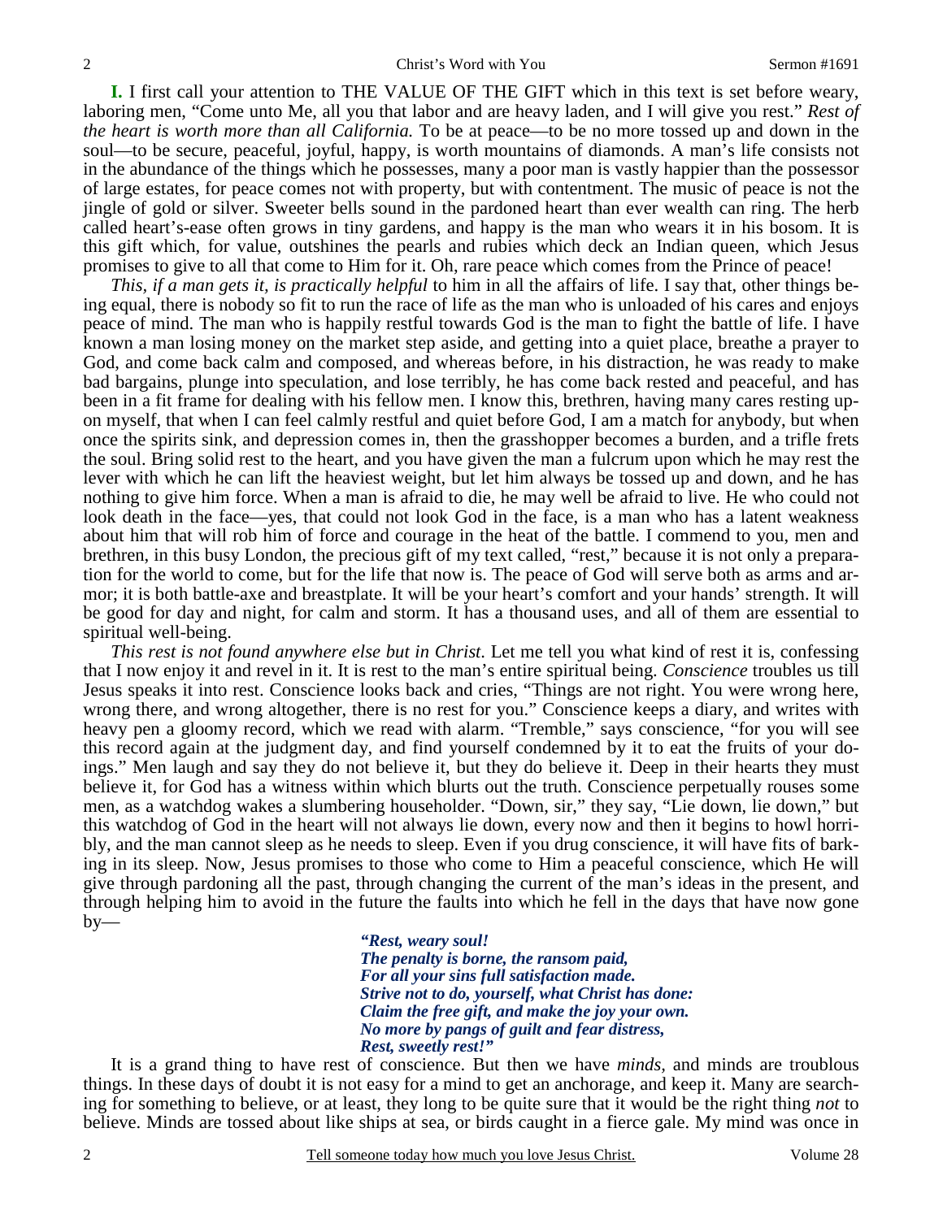**I.** I first call your attention to THE VALUE OF THE GIFT which in this text is set before weary, laboring men, "Come unto Me, all you that labor and are heavy laden, and I will give you rest." *Rest of the heart is worth more than all California.* To be at peace—to be no more tossed up and down in the soul—to be secure, peaceful, joyful, happy, is worth mountains of diamonds. A man's life consists not in the abundance of the things which he possesses, many a poor man is vastly happier than the possessor of large estates, for peace comes not with property, but with contentment. The music of peace is not the jingle of gold or silver. Sweeter bells sound in the pardoned heart than ever wealth can ring. The herb called heart's-ease often grows in tiny gardens, and happy is the man who wears it in his bosom. It is this gift which, for value, outshines the pearls and rubies which deck an Indian queen, which Jesus promises to give to all that come to Him for it. Oh, rare peace which comes from the Prince of peace!

*This, if a man gets it, is practically helpful* to him in all the affairs of life. I say that, other things being equal, there is nobody so fit to run the race of life as the man who is unloaded of his cares and enjoys peace of mind. The man who is happily restful towards God is the man to fight the battle of life. I have known a man losing money on the market step aside, and getting into a quiet place, breathe a prayer to God, and come back calm and composed, and whereas before, in his distraction, he was ready to make bad bargains, plunge into speculation, and lose terribly, he has come back rested and peaceful, and has been in a fit frame for dealing with his fellow men. I know this, brethren, having many cares resting upon myself, that when I can feel calmly restful and quiet before God, I am a match for anybody, but when once the spirits sink, and depression comes in, then the grasshopper becomes a burden, and a trifle frets the soul. Bring solid rest to the heart, and you have given the man a fulcrum upon which he may rest the lever with which he can lift the heaviest weight, but let him always be tossed up and down, and he has nothing to give him force. When a man is afraid to die, he may well be afraid to live. He who could not look death in the face—yes, that could not look God in the face, is a man who has a latent weakness about him that will rob him of force and courage in the heat of the battle. I commend to you, men and brethren, in this busy London, the precious gift of my text called, "rest," because it is not only a preparation for the world to come, but for the life that now is. The peace of God will serve both as arms and armor; it is both battle-axe and breastplate. It will be your heart's comfort and your hands' strength. It will be good for day and night, for calm and storm. It has a thousand uses, and all of them are essential to spiritual well-being.

*This rest is not found anywhere else but in Christ*. Let me tell you what kind of rest it is, confessing that I now enjoy it and revel in it. It is rest to the man's entire spiritual being. *Conscience* troubles us till Jesus speaks it into rest. Conscience looks back and cries, "Things are not right. You were wrong here, wrong there, and wrong altogether, there is no rest for you." Conscience keeps a diary, and writes with heavy pen a gloomy record, which we read with alarm. "Tremble," says conscience, "for you will see this record again at the judgment day, and find yourself condemned by it to eat the fruits of your doings." Men laugh and say they do not believe it, but they do believe it. Deep in their hearts they must believe it, for God has a witness within which blurts out the truth. Conscience perpetually rouses some men, as a watchdog wakes a slumbering householder. "Down, sir," they say, "Lie down, lie down," but this watchdog of God in the heart will not always lie down, every now and then it begins to howl horribly, and the man cannot sleep as he needs to sleep. Even if you drug conscience, it will have fits of barking in its sleep. Now, Jesus promises to those who come to Him a peaceful conscience, which He will give through pardoning all the past, through changing the current of the man's ideas in the present, and through helping him to avoid in the future the faults into which he fell in the days that have now gone by—

> ***"Rest, weary soul!***
> ***The penalty is borne, the ransom paid,***
> ***For all your sins full satisfaction made.***
> ***Strive not to do, yourself, what Christ has done:***
> ***Claim the free gift, and make the joy your own.***
> ***No more by pangs of guilt and fear distress,***
> ***Rest, sweetly rest!"***

It is a grand thing to have rest of conscience. But then we have *minds,* and minds are troublous things. In these days of doubt it is not easy for a mind to get an anchorage, and keep it. Many are searching for something to believe, or at least, they long to be quite sure that it would be the right thing *not* to believe. Minds are tossed about like ships at sea, or birds caught in a fierce gale. My mind was once in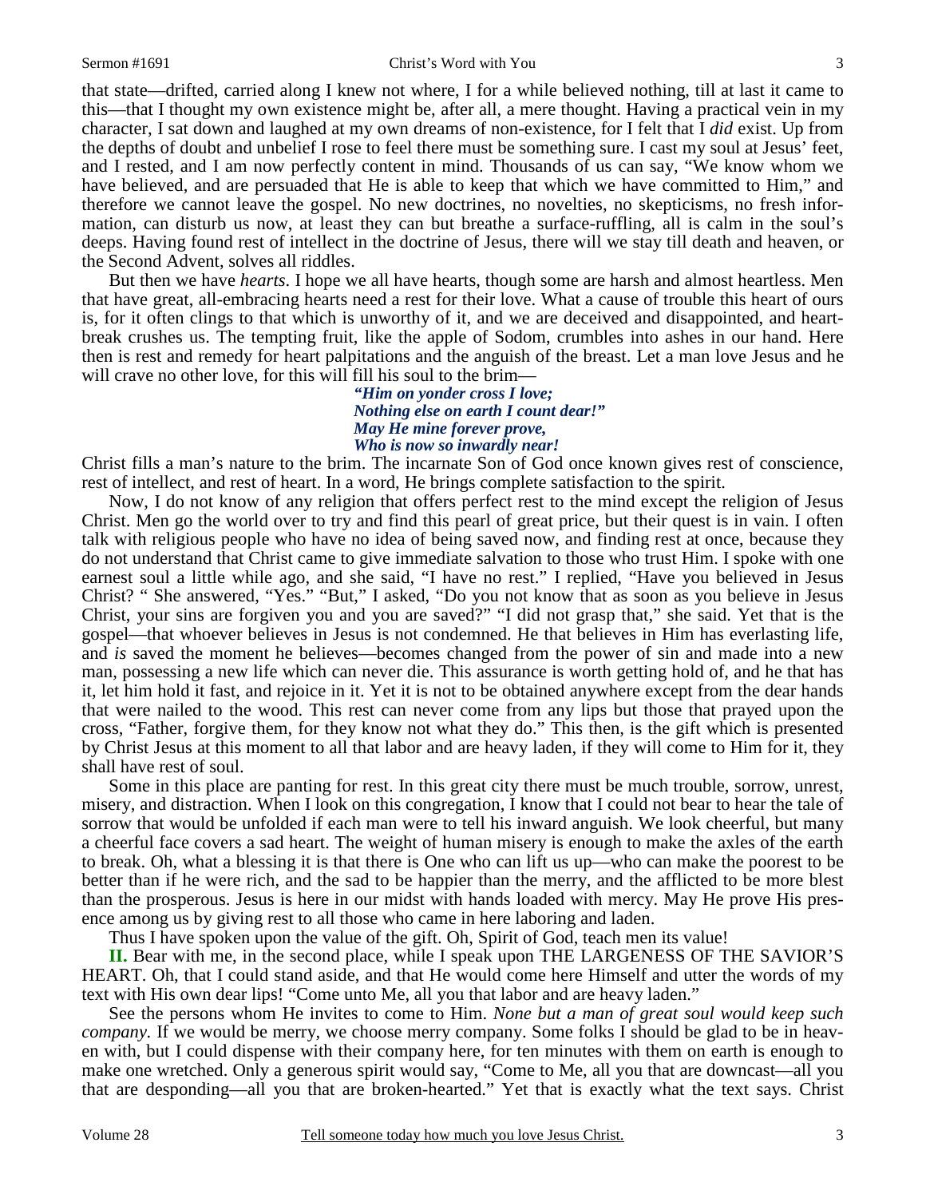that state—drifted, carried along I knew not where, I for a while believed nothing, till at last it came to this—that I thought my own existence might be, after all, a mere thought. Having a practical vein in my character, I sat down and laughed at my own dreams of non-existence, for I felt that I *did* exist. Up from the depths of doubt and unbelief I rose to feel there must be something sure. I cast my soul at Jesus' feet, and I rested, and I am now perfectly content in mind. Thousands of us can say, "We know whom we have believed, and are persuaded that He is able to keep that which we have committed to Him," and therefore we cannot leave the gospel. No new doctrines, no novelties, no skepticisms, no fresh information, can disturb us now, at least they can but breathe a surface-ruffling, all is calm in the soul's deeps. Having found rest of intellect in the doctrine of Jesus, there will we stay till death and heaven, or the Second Advent, solves all riddles.

But then we have *hearts*. I hope we all have hearts, though some are harsh and almost heartless. Men that have great, all-embracing hearts need a rest for their love. What a cause of trouble this heart of ours is, for it often clings to that which is unworthy of it, and we are deceived and disappointed, and heartbreak crushes us. The tempting fruit, like the apple of Sodom, crumbles into ashes in our hand. Here then is rest and remedy for heart palpitations and the anguish of the breast. Let a man love Jesus and he will crave no other love, for this will fill his soul to the brim—

> ***"Him on yonder cross I love;***
> ***Nothing else on earth I count dear!"***
> ***May He mine forever prove,***
> ***Who is now so inwardly near!***

Christ fills a man's nature to the brim. The incarnate Son of God once known gives rest of conscience, rest of intellect, and rest of heart. In a word, He brings complete satisfaction to the spirit.

Now, I do not know of any religion that offers perfect rest to the mind except the religion of Jesus Christ. Men go the world over to try and find this pearl of great price, but their quest is in vain. I often talk with religious people who have no idea of being saved now, and finding rest at once, because they do not understand that Christ came to give immediate salvation to those who trust Him. I spoke with one earnest soul a little while ago, and she said, "I have no rest." I replied, "Have you believed in Jesus Christ? " She answered, "Yes." "But," I asked, "Do you not know that as soon as you believe in Jesus Christ, your sins are forgiven you and you are saved?" "I did not grasp that," she said. Yet that is the gospel—that whoever believes in Jesus is not condemned. He that believes in Him has everlasting life, and *is* saved the moment he believes—becomes changed from the power of sin and made into a new man, possessing a new life which can never die. This assurance is worth getting hold of, and he that has it, let him hold it fast, and rejoice in it. Yet it is not to be obtained anywhere except from the dear hands that were nailed to the wood. This rest can never come from any lips but those that prayed upon the cross, "Father, forgive them, for they know not what they do." This then, is the gift which is presented by Christ Jesus at this moment to all that labor and are heavy laden, if they will come to Him for it, they shall have rest of soul.

Some in this place are panting for rest. In this great city there must be much trouble, sorrow, unrest, misery, and distraction. When I look on this congregation, I know that I could not bear to hear the tale of sorrow that would be unfolded if each man were to tell his inward anguish. We look cheerful, but many a cheerful face covers a sad heart. The weight of human misery is enough to make the axles of the earth to break. Oh, what a blessing it is that there is One who can lift us up—who can make the poorest to be better than if he were rich, and the sad to be happier than the merry, and the afflicted to be more blest than the prosperous. Jesus is here in our midst with hands loaded with mercy. May He prove His presence among us by giving rest to all those who came in here laboring and laden.

Thus I have spoken upon the value of the gift. Oh, Spirit of God, teach men its value!

**II.** Bear with me, in the second place, while I speak upon THE LARGENESS OF THE SAVIOR'S HEART. Oh, that I could stand aside, and that He would come here Himself and utter the words of my text with His own dear lips! "Come unto Me, all you that labor and are heavy laden."

See the persons whom He invites to come to Him. *None but a man of great soul would keep such company.* If we would be merry, we choose merry company. Some folks I should be glad to be in heaven with, but I could dispense with their company here, for ten minutes with them on earth is enough to make one wretched. Only a generous spirit would say, "Come to Me, all you that are downcast—all you that are desponding—all you that are broken-hearted." Yet that is exactly what the text says. Christ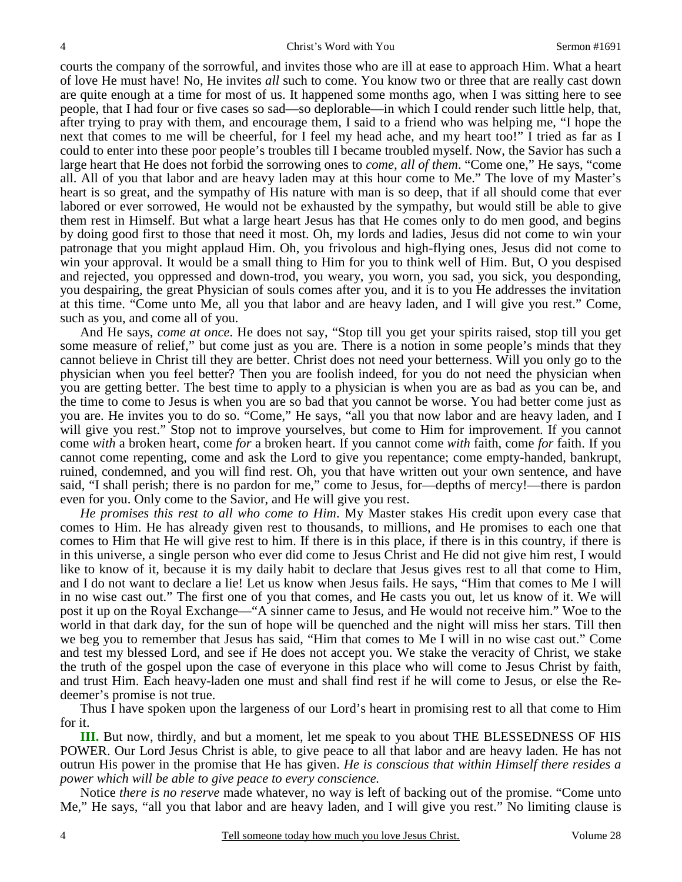courts the company of the sorrowful, and invites those who are ill at ease to approach Him. What a heart of love He must have! No, He invites *all* such to come. You know two or three that are really cast down are quite enough at a time for most of us. It happened some months ago, when I was sitting here to see people, that I had four or five cases so sad—so deplorable—in which I could render such little help, that, after trying to pray with them, and encourage them, I said to a friend who was helping me, "I hope the next that comes to me will be cheerful, for I feel my head ache, and my heart too!" I tried as far as I could to enter into these poor people's troubles till I became troubled myself. Now, the Savior has such a large heart that He does not forbid the sorrowing ones to *come, all of them*. "Come one," He says, "come all. All of you that labor and are heavy laden may at this hour come to Me." The love of my Master's heart is so great, and the sympathy of His nature with man is so deep, that if all should come that ever labored or ever sorrowed, He would not be exhausted by the sympathy, but would still be able to give them rest in Himself. But what a large heart Jesus has that He comes only to do men good, and begins by doing good first to those that need it most. Oh, my lords and ladies, Jesus did not come to win your patronage that you might applaud Him. Oh, you frivolous and high-flying ones, Jesus did not come to win your approval. It would be a small thing to Him for you to think well of Him. But, O you despised and rejected, you oppressed and down-trod, you weary, you worn, you sad, you sick, you desponding, you despairing, the great Physician of souls comes after you, and it is to you He addresses the invitation at this time. "Come unto Me, all you that labor and are heavy laden, and I will give you rest." Come, such as you, and come all of you.

And He says, *come at once*. He does not say, "Stop till you get your spirits raised, stop till you get some measure of relief," but come just as you are. There is a notion in some people's minds that they cannot believe in Christ till they are better. Christ does not need your betterness. Will you only go to the physician when you feel better? Then you are foolish indeed, for you do not need the physician when you are getting better. The best time to apply to a physician is when you are as bad as you can be, and the time to come to Jesus is when you are so bad that you cannot be worse. You had better come just as you are. He invites you to do so. "Come," He says, "all you that now labor and are heavy laden, and I will give you rest." Stop not to improve yourselves, but come to Him for improvement. If you cannot come *with* a broken heart, come *for* a broken heart. If you cannot come *with* faith, come *for* faith. If you cannot come repenting, come and ask the Lord to give you repentance; come empty-handed, bankrupt, ruined, condemned, and you will find rest. Oh, you that have written out your own sentence, and have said, "I shall perish; there is no pardon for me," come to Jesus, for—depths of mercy!—there is pardon even for you. Only come to the Savior, and He will give you rest.

*He promises this rest to all who come to Him*. My Master stakes His credit upon every case that comes to Him. He has already given rest to thousands, to millions, and He promises to each one that comes to Him that He will give rest to him. If there is in this place, if there is in this country, if there is in this universe, a single person who ever did come to Jesus Christ and He did not give him rest, I would like to know of it, because it is my daily habit to declare that Jesus gives rest to all that come to Him, and I do not want to declare a lie! Let us know when Jesus fails. He says, "Him that comes to Me I will in no wise cast out." The first one of you that comes, and He casts you out, let us know of it. We will post it up on the Royal Exchange—"A sinner came to Jesus, and He would not receive him." Woe to the world in that dark day, for the sun of hope will be quenched and the night will miss her stars. Till then we beg you to remember that Jesus has said, "Him that comes to Me I will in no wise cast out." Come and test my blessed Lord, and see if He does not accept you. We stake the veracity of Christ, we stake the truth of the gospel upon the case of everyone in this place who will come to Jesus Christ by faith, and trust Him. Each heavy-laden one must and shall find rest if he will come to Jesus, or else the Redeemer's promise is not true.

Thus I have spoken upon the largeness of our Lord's heart in promising rest to all that come to Him for it.

**III.** But now, thirdly, and but a moment, let me speak to you about THE BLESSEDNESS OF HIS POWER. Our Lord Jesus Christ is able, to give peace to all that labor and are heavy laden. He has not outrun His power in the promise that He has given. *He is conscious that within Himself there resides a power which will be able to give peace to every conscience.*

Notice *there is no reserve* made whatever, no way is left of backing out of the promise. "Come unto Me," He says, "all you that labor and are heavy laden, and I will give you rest." No limiting clause is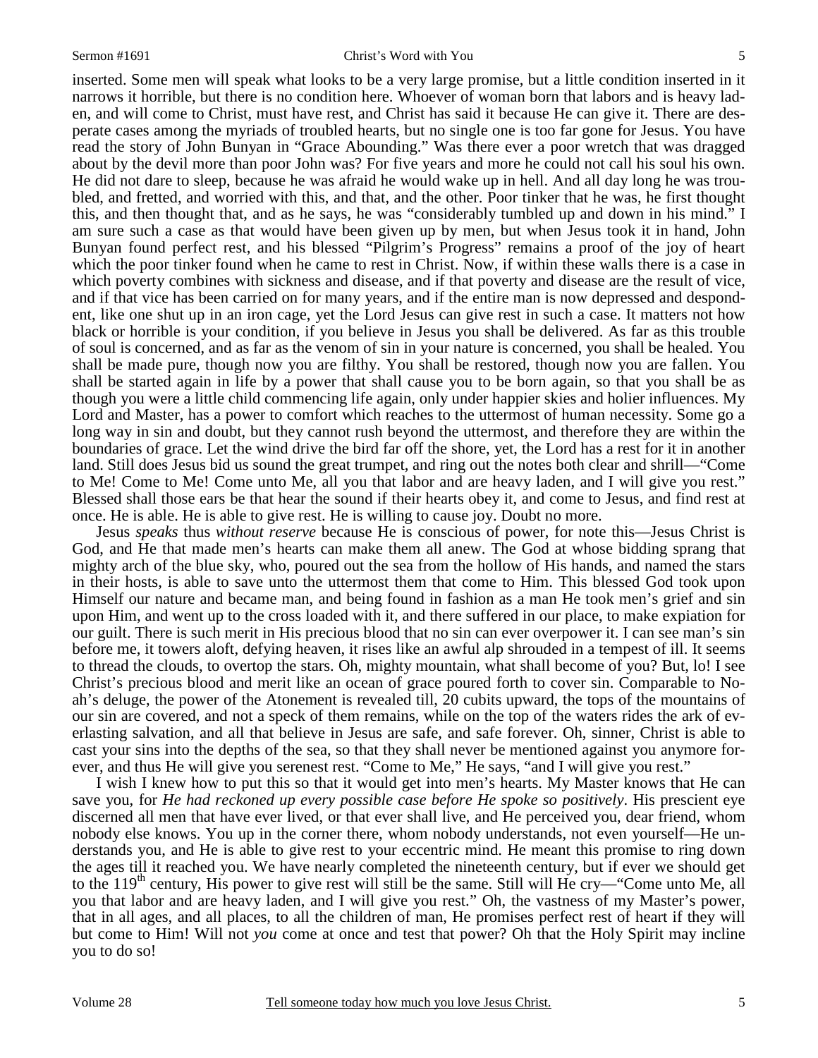inserted. Some men will speak what looks to be a very large promise, but a little condition inserted in it narrows it horrible, but there is no condition here. Whoever of woman born that labors and is heavy laden, and will come to Christ, must have rest, and Christ has said it because He can give it. There are desperate cases among the myriads of troubled hearts, but no single one is too far gone for Jesus. You have read the story of John Bunyan in "Grace Abounding." Was there ever a poor wretch that was dragged about by the devil more than poor John was? For five years and more he could not call his soul his own. He did not dare to sleep, because he was afraid he would wake up in hell. And all day long he was troubled, and fretted, and worried with this, and that, and the other. Poor tinker that he was, he first thought this, and then thought that, and as he says, he was "considerably tumbled up and down in his mind." I am sure such a case as that would have been given up by men, but when Jesus took it in hand, John Bunyan found perfect rest, and his blessed "Pilgrim's Progress" remains a proof of the joy of heart which the poor tinker found when he came to rest in Christ. Now, if within these walls there is a case in which poverty combines with sickness and disease, and if that poverty and disease are the result of vice, and if that vice has been carried on for many years, and if the entire man is now depressed and despondent, like one shut up in an iron cage, yet the Lord Jesus can give rest in such a case. It matters not how black or horrible is your condition, if you believe in Jesus you shall be delivered. As far as this trouble of soul is concerned, and as far as the venom of sin in your nature is concerned, you shall be healed. You shall be made pure, though now you are filthy. You shall be restored, though now you are fallen. You shall be started again in life by a power that shall cause you to be born again, so that you shall be as though you were a little child commencing life again, only under happier skies and holier influences. My Lord and Master, has a power to comfort which reaches to the uttermost of human necessity. Some go a long way in sin and doubt, but they cannot rush beyond the uttermost, and therefore they are within the boundaries of grace. Let the wind drive the bird far off the shore, yet, the Lord has a rest for it in another land. Still does Jesus bid us sound the great trumpet, and ring out the notes both clear and shrill—"Come to Me! Come to Me! Come unto Me, all you that labor and are heavy laden, and I will give you rest." Blessed shall those ears be that hear the sound if their hearts obey it, and come to Jesus, and find rest at once. He is able. He is able to give rest. He is willing to cause joy. Doubt no more.

Jesus *speaks* thus *without reserve* because He is conscious of power, for note this—Jesus Christ is God, and He that made men's hearts can make them all anew. The God at whose bidding sprang that mighty arch of the blue sky, who, poured out the sea from the hollow of His hands, and named the stars in their hosts, is able to save unto the uttermost them that come to Him. This blessed God took upon Himself our nature and became man, and being found in fashion as a man He took men's grief and sin upon Him, and went up to the cross loaded with it, and there suffered in our place, to make expiation for our guilt. There is such merit in His precious blood that no sin can ever overpower it. I can see man's sin before me, it towers aloft, defying heaven, it rises like an awful alp shrouded in a tempest of ill. It seems to thread the clouds, to overtop the stars. Oh, mighty mountain, what shall become of you? But, lo! I see Christ's precious blood and merit like an ocean of grace poured forth to cover sin. Comparable to Noah's deluge, the power of the Atonement is revealed till, 20 cubits upward, the tops of the mountains of our sin are covered, and not a speck of them remains, while on the top of the waters rides the ark of everlasting salvation, and all that believe in Jesus are safe, and safe forever. Oh, sinner, Christ is able to cast your sins into the depths of the sea, so that they shall never be mentioned against you anymore forever, and thus He will give you serenest rest. "Come to Me," He says, "and I will give you rest."

I wish I knew how to put this so that it would get into men's hearts. My Master knows that He can save you, for *He had reckoned up every possible case before He spoke so positively*. His prescient eye discerned all men that have ever lived, or that ever shall live, and He perceived you, dear friend, whom nobody else knows. You up in the corner there, whom nobody understands, not even yourself—He understands you, and He is able to give rest to your eccentric mind. He meant this promise to ring down the ages till it reached you. We have nearly completed the nineteenth century, but if ever we should get to the 119th century, His power to give rest will still be the same. Still will He cry—"Come unto Me, all you that labor and are heavy laden, and I will give you rest." Oh, the vastness of my Master's power, that in all ages, and all places, to all the children of man, He promises perfect rest of heart if they will but come to Him! Will not *you* come at once and test that power? Oh that the Holy Spirit may incline you to do so!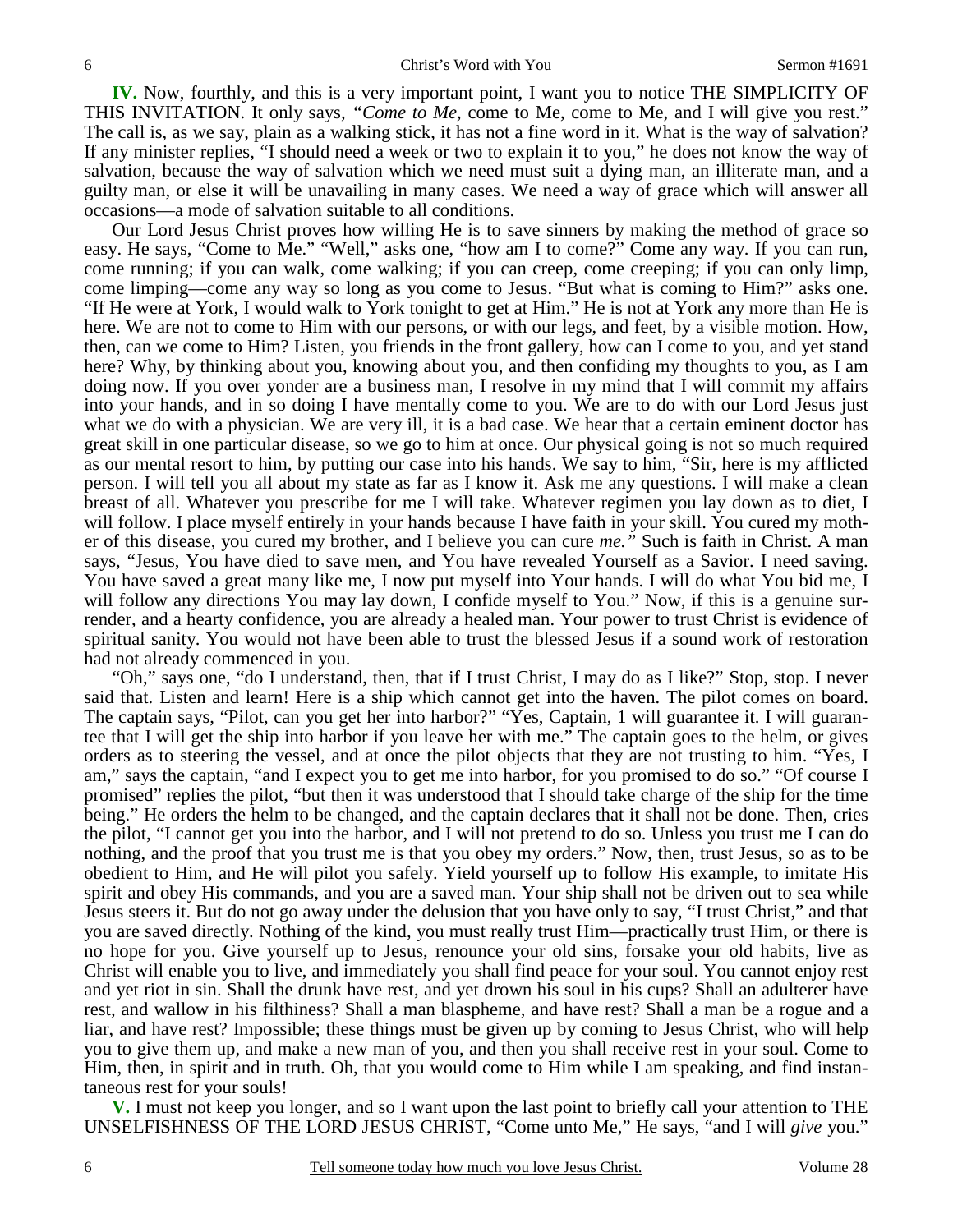**IV.** Now, fourthly, and this is a very important point, I want you to notice THE SIMPLICITY OF THIS INVITATION. It only says, *"Come to Me,* come to Me, come to Me, and I will give you rest." The call is, as we say, plain as a walking stick, it has not a fine word in it. What is the way of salvation? If any minister replies, "I should need a week or two to explain it to you," he does not know the way of salvation, because the way of salvation which we need must suit a dying man, an illiterate man, and a guilty man, or else it will be unavailing in many cases. We need a way of grace which will answer all occasions—a mode of salvation suitable to all conditions.

Our Lord Jesus Christ proves how willing He is to save sinners by making the method of grace so easy. He says, "Come to Me." "Well," asks one, "how am I to come?" Come any way. If you can run, come running; if you can walk, come walking; if you can creep, come creeping; if you can only limp, come limping—come any way so long as you come to Jesus. "But what is coming to Him?" asks one. "If He were at York, I would walk to York tonight to get at Him." He is not at York any more than He is here. We are not to come to Him with our persons, or with our legs, and feet, by a visible motion. How, then, can we come to Him? Listen, you friends in the front gallery, how can I come to you, and yet stand here? Why, by thinking about you, knowing about you, and then confiding my thoughts to you, as I am doing now. If you over yonder are a business man, I resolve in my mind that I will commit my affairs into your hands, and in so doing I have mentally come to you. We are to do with our Lord Jesus just what we do with a physician. We are very ill, it is a bad case. We hear that a certain eminent doctor has great skill in one particular disease, so we go to him at once. Our physical going is not so much required as our mental resort to him, by putting our case into his hands. We say to him, "Sir, here is my afflicted person. I will tell you all about my state as far as I know it. Ask me any questions. I will make a clean breast of all. Whatever you prescribe for me I will take. Whatever regimen you lay down as to diet, I will follow. I place myself entirely in your hands because I have faith in your skill. You cured my mother of this disease, you cured my brother, and I believe you can cure *me."* Such is faith in Christ. A man says, "Jesus, You have died to save men, and You have revealed Yourself as a Savior. I need saving. You have saved a great many like me, I now put myself into Your hands. I will do what You bid me, I will follow any directions You may lay down, I confide myself to You." Now, if this is a genuine surrender, and a hearty confidence, you are already a healed man. Your power to trust Christ is evidence of spiritual sanity. You would not have been able to trust the blessed Jesus if a sound work of restoration had not already commenced in you.

"Oh," says one, "do I understand, then, that if I trust Christ, I may do as I like?" Stop, stop. I never said that. Listen and learn! Here is a ship which cannot get into the haven. The pilot comes on board. The captain says, "Pilot, can you get her into harbor?" "Yes, Captain, 1 will guarantee it. I will guarantee that I will get the ship into harbor if you leave her with me." The captain goes to the helm, or gives orders as to steering the vessel, and at once the pilot objects that they are not trusting to him. "Yes, I am," says the captain, "and I expect you to get me into harbor, for you promised to do so." "Of course I promised" replies the pilot, "but then it was understood that I should take charge of the ship for the time being." He orders the helm to be changed, and the captain declares that it shall not be done. Then, cries the pilot, "I cannot get you into the harbor, and I will not pretend to do so. Unless you trust me I can do nothing, and the proof that you trust me is that you obey my orders." Now, then, trust Jesus, so as to be obedient to Him, and He will pilot you safely. Yield yourself up to follow His example, to imitate His spirit and obey His commands, and you are a saved man. Your ship shall not be driven out to sea while Jesus steers it. But do not go away under the delusion that you have only to say, "I trust Christ," and that you are saved directly. Nothing of the kind, you must really trust Him—practically trust Him, or there is no hope for you. Give yourself up to Jesus, renounce your old sins, forsake your old habits, live as Christ will enable you to live, and immediately you shall find peace for your soul. You cannot enjoy rest and yet riot in sin. Shall the drunk have rest, and yet drown his soul in his cups? Shall an adulterer have rest, and wallow in his filthiness? Shall a man blaspheme, and have rest? Shall a man be a rogue and a liar, and have rest? Impossible; these things must be given up by coming to Jesus Christ, who will help you to give them up, and make a new man of you, and then you shall receive rest in your soul. Come to Him, then, in spirit and in truth. Oh, that you would come to Him while I am speaking, and find instantaneous rest for your souls!

**V.** I must not keep you longer, and so I want upon the last point to briefly call your attention to THE UNSELFISHNESS OF THE LORD JESUS CHRIST, "Come unto Me," He says, "and I will *give* you."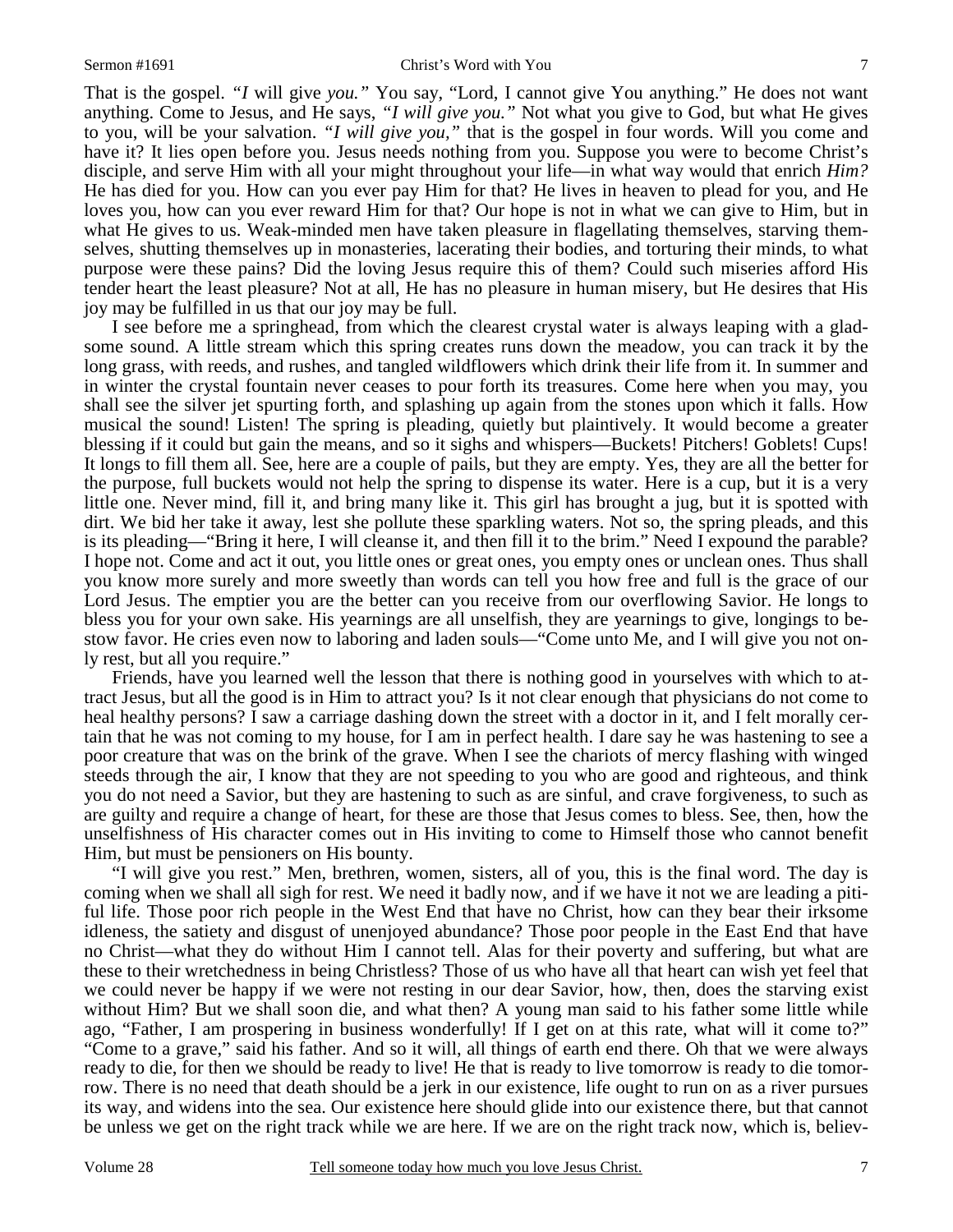That is the gospel. *"I* will give *you."* You say, "Lord, I cannot give You anything." He does not want anything. Come to Jesus, and He says, *"I will give you."* Not what you give to God, but what He gives to you, will be your salvation. *"I will give you,"* that is the gospel in four words. Will you come and have it? It lies open before you. Jesus needs nothing from you. Suppose you were to become Christ's disciple, and serve Him with all your might throughout your life—in what way would that enrich *Him?* He has died for you. How can you ever pay Him for that? He lives in heaven to plead for you, and He loves you, how can you ever reward Him for that? Our hope is not in what we can give to Him, but in what He gives to us. Weak-minded men have taken pleasure in flagellating themselves, starving themselves, shutting themselves up in monasteries, lacerating their bodies, and torturing their minds, to what purpose were these pains? Did the loving Jesus require this of them? Could such miseries afford His tender heart the least pleasure? Not at all, He has no pleasure in human misery, but He desires that His joy may be fulfilled in us that our joy may be full.

I see before me a springhead, from which the clearest crystal water is always leaping with a gladsome sound. A little stream which this spring creates runs down the meadow, you can track it by the long grass, with reeds, and rushes, and tangled wildflowers which drink their life from it. In summer and in winter the crystal fountain never ceases to pour forth its treasures. Come here when you may, you shall see the silver jet spurting forth, and splashing up again from the stones upon which it falls. How musical the sound! Listen! The spring is pleading, quietly but plaintively. It would become a greater blessing if it could but gain the means, and so it sighs and whispers—Buckets! Pitchers! Goblets! Cups! It longs to fill them all. See, here are a couple of pails, but they are empty. Yes, they are all the better for the purpose, full buckets would not help the spring to dispense its water. Here is a cup, but it is a very little one. Never mind, fill it, and bring many like it. This girl has brought a jug, but it is spotted with dirt. We bid her take it away, lest she pollute these sparkling waters. Not so, the spring pleads, and this is its pleading—"Bring it here, I will cleanse it, and then fill it to the brim." Need I expound the parable? I hope not. Come and act it out, you little ones or great ones, you empty ones or unclean ones. Thus shall you know more surely and more sweetly than words can tell you how free and full is the grace of our Lord Jesus. The emptier you are the better can you receive from our overflowing Savior. He longs to bless you for your own sake. His yearnings are all unselfish, they are yearnings to give, longings to bestow favor. He cries even now to laboring and laden souls—"Come unto Me, and I will give you not only rest, but all you require."

Friends, have you learned well the lesson that there is nothing good in yourselves with which to attract Jesus, but all the good is in Him to attract you? Is it not clear enough that physicians do not come to heal healthy persons? I saw a carriage dashing down the street with a doctor in it, and I felt morally certain that he was not coming to my house, for I am in perfect health. I dare say he was hastening to see a poor creature that was on the brink of the grave. When I see the chariots of mercy flashing with winged steeds through the air, I know that they are not speeding to you who are good and righteous, and think you do not need a Savior, but they are hastening to such as are sinful, and crave forgiveness, to such as are guilty and require a change of heart, for these are those that Jesus comes to bless. See, then, how the unselfishness of His character comes out in His inviting to come to Himself those who cannot benefit Him, but must be pensioners on His bounty.

"I will give you rest." Men, brethren, women, sisters, all of you, this is the final word. The day is coming when we shall all sigh for rest. We need it badly now, and if we have it not we are leading a pitiful life. Those poor rich people in the West End that have no Christ, how can they bear their irksome idleness, the satiety and disgust of unenjoyed abundance? Those poor people in the East End that have no Christ—what they do without Him I cannot tell. Alas for their poverty and suffering, but what are these to their wretchedness in being Christless? Those of us who have all that heart can wish yet feel that we could never be happy if we were not resting in our dear Savior, how, then, does the starving exist without Him? But we shall soon die, and what then? A young man said to his father some little while ago, "Father, I am prospering in business wonderfully! If I get on at this rate, what will it come to?" "Come to a grave," said his father. And so it will, all things of earth end there. Oh that we were always ready to die, for then we should be ready to live! He that is ready to live tomorrow is ready to die tomorrow. There is no need that death should be a jerk in our existence, life ought to run on as a river pursues its way, and widens into the sea. Our existence here should glide into our existence there, but that cannot be unless we get on the right track while we are here. If we are on the right track now, which is, believ-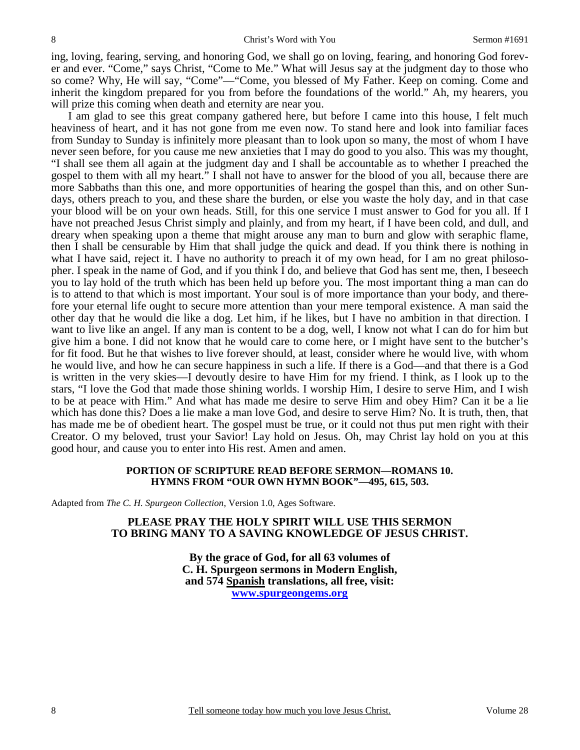ing, loving, fearing, serving, and honoring God, we shall go on loving, fearing, and honoring God forever and ever. "Come," says Christ, "Come to Me." What will Jesus say at the judgment day to those who so come? Why, He will say, "Come"—"Come, you blessed of My Father. Keep on coming. Come and inherit the kingdom prepared for you from before the foundations of the world." Ah, my hearers, you will prize this coming when death and eternity are near you.

I am glad to see this great company gathered here, but before I came into this house, I felt much heaviness of heart, and it has not gone from me even now. To stand here and look into familiar faces from Sunday to Sunday is infinitely more pleasant than to look upon so many, the most of whom I have never seen before, for you cause me new anxieties that I may do good to you also. This was my thought, "I shall see them all again at the judgment day and I shall be accountable as to whether I preached the gospel to them with all my heart." I shall not have to answer for the blood of you all, because there are more Sabbaths than this one, and more opportunities of hearing the gospel than this, and on other Sundays, others preach to you, and these share the burden, or else you waste the holy day, and in that case your blood will be on your own heads. Still, for this one service I must answer to God for you all. If I have not preached Jesus Christ simply and plainly, and from my heart, if I have been cold, and dull, and dreary when speaking upon a theme that might arouse any man to burn and glow with seraphic flame, then I shall be censurable by Him that shall judge the quick and dead. If you think there is nothing in what I have said, reject it. I have no authority to preach it of my own head, for I am no great philosopher. I speak in the name of God, and if you think I do, and believe that God has sent me, then, I beseech you to lay hold of the truth which has been held up before you. The most important thing a man can do is to attend to that which is most important. Your soul is of more importance than your body, and therefore your eternal life ought to secure more attention than your mere temporal existence. A man said the other day that he would die like a dog. Let him, if he likes, but I have no ambition in that direction. I want to live like an angel. If any man is content to be a dog, well, I know not what I can do for him but give him a bone. I did not know that he would care to come here, or I might have sent to the butcher's for fit food. But he that wishes to live forever should, at least, consider where he would live, with whom he would live, and how he can secure happiness in such a life. If there is a God—and that there is a God is written in the very skies—I devoutly desire to have Him for my friend. I think, as I look up to the stars, "I love the God that made those shining worlds. I worship Him, I desire to serve Him, and I wish to be at peace with Him." And what has made me desire to serve Him and obey Him? Can it be a lie which has done this? Does a lie make a man love God, and desire to serve Him? No. It is truth, then, that has made me be of obedient heart. The gospel must be true, or it could not thus put men right with their Creator. O my beloved, trust your Savior! Lay hold on Jesus. Oh, may Christ lay hold on you at this good hour, and cause you to enter into His rest. Amen and amen.

**PORTION OF SCRIPTURE READ BEFORE SERMON—ROMANS 10.**
**HYMNS FROM "OUR OWN HYMN BOOK"—495, 615, 503.**

Adapted from *The C. H. Spurgeon Collection*, Version 1.0, Ages Software.

**PLEASE PRAY THE HOLY SPIRIT WILL USE THIS SERMON TO BRING MANY TO A SAVING KNOWLEDGE OF JESUS CHRIST.**

**By the grace of God, for all 63 volumes of C. H. Spurgeon sermons in Modern English, and 574 Spanish translations, all free, visit: www.spurgeongems.org**